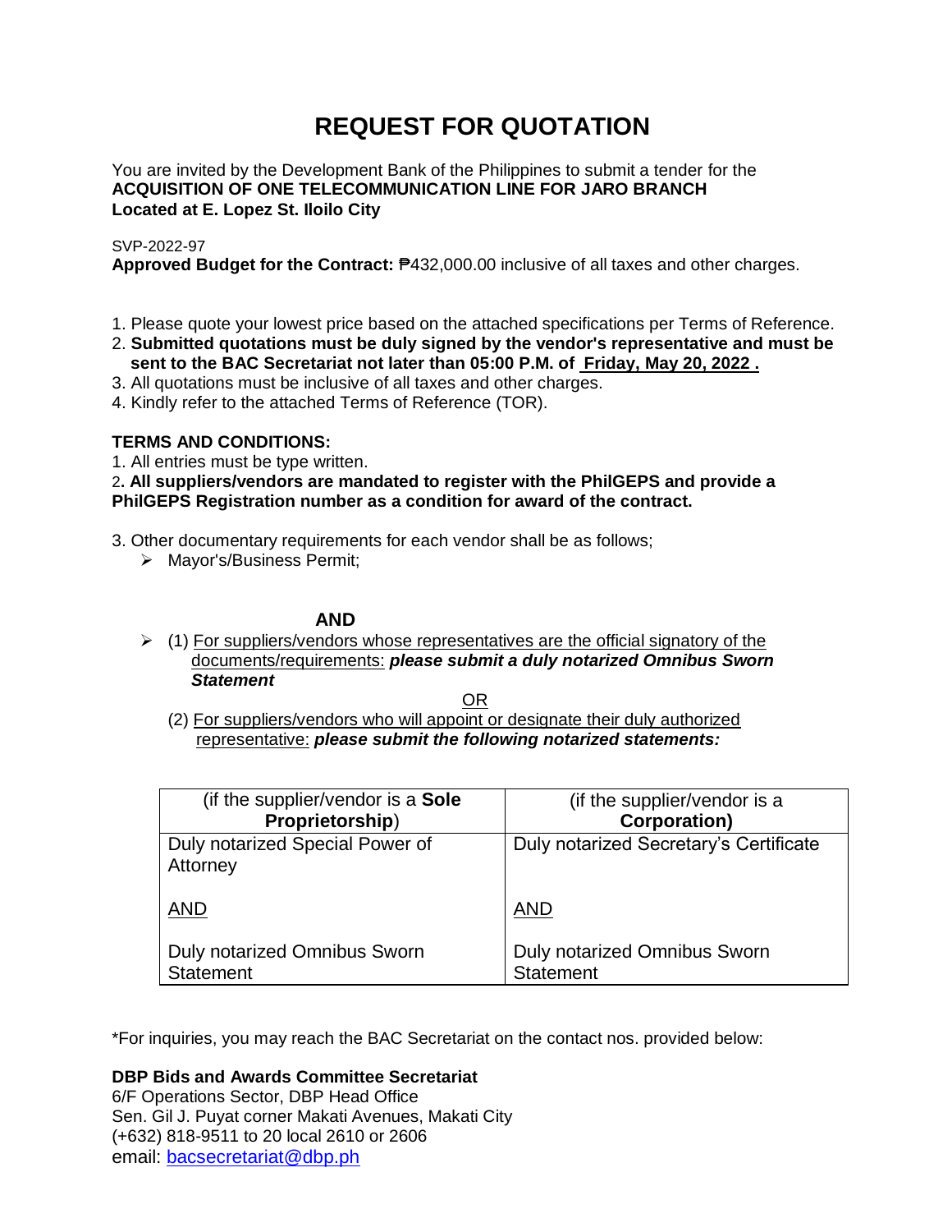# REQUEST FOR QUOTATION

You are invited by the Development Bank of the Philippines to submit a tender for the
**ACQUISITION OF ONE TELECOMMUNICATION LINE FOR JARO BRANCH**
**Located at E. Lopez St. Iloilo City**

SVP-2022-97
**Approved Budget for the Contract:** ₱432,000.00 inclusive of all taxes and other charges.

1. Please quote your lowest price based on the attached specifications per Terms of Reference.
2. **Submitted quotations must be duly signed by the vendor's representative and must be sent to the BAC Secretariat not later than 05:00 P.M. of <u>Friday, May 20, 2022 .</u>**
3. All quotations must be inclusive of all taxes and other charges.
4. Kindly refer to the attached Terms of Reference (TOR).

**TERMS AND CONDITIONS:**

1. All entries must be type written.
2. **All suppliers/vendors are mandated to register with the PhilGEPS and provide a PhilGEPS Registration number as a condition for award of the contract.**
3. Other documentary requirements for each vendor shall be as follows;
   - Mayor's/Business Permit;

**AND**

- (1) <u>For suppliers/vendors whose representatives are the official signatory of the documents/requirements:</u> ***please submit a duly notarized Omnibus Sworn Statement***

<u>OR</u>

(2) <u>For suppliers/vendors who will appoint or designate their duly authorized representative:</u> ***please submit the following notarized statements:***

| (if the supplier/vendor is a **Sole Proprietorship**) | (if the supplier/vendor is a **Corporation)** |
|---|---|
| Duly notarized Special Power of Attorney<br><br><u>AND</u><br><br>Duly notarized Omnibus Sworn Statement | Duly notarized Secretary's Certificate<br><br><u>AND</u><br><br>Duly notarized Omnibus Sworn Statement |

*For inquiries, you may reach the BAC Secretariat on the contact nos. provided below:

**DBP Bids and Awards Committee Secretariat**
6/F Operations Sector, DBP Head Office
Sen. Gil J. Puyat corner Makati Avenues, Makati City
(+632) 818-9511 to 20 local 2610 or 2606
email: bacsecretariat@dbp.ph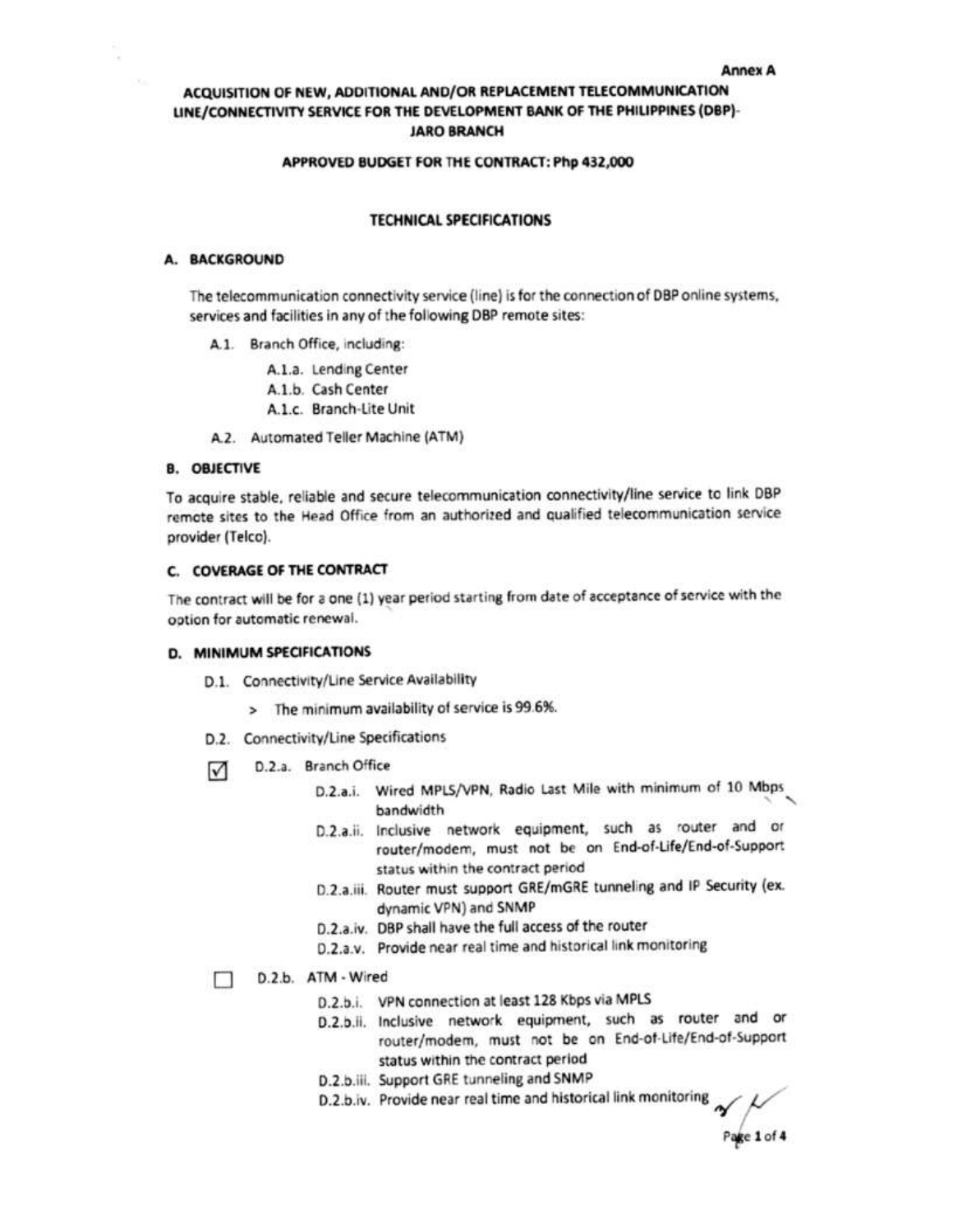Annex A

# ACQUISITION OF NEW, ADDITIONAL AND/OR REPLACEMENT TELECOMMUNICATION LINE/CONNECTIVITY SERVICE FOR THE DEVELOPMENT BANK OF THE PHILIPPINES (DBP)-JARO BRANCH

**APPROVED BUDGET FOR THE CONTRACT: Php 432,000**

## TECHNICAL SPECIFICATIONS

### A. BACKGROUND

The telecommunication connectivity service (line) is for the connection of DBP online systems, services and facilities in any of the following DBP remote sites:

- A.1. Branch Office, including:
  - A.1.a. Lending Center
  - A.1.b. Cash Center
  - A.1.c. Branch-Lite Unit
- A.2. Automated Teller Machine (ATM)

### B. OBJECTIVE

To acquire stable, reliable and secure telecommunication connectivity/line service to link DBP remote sites to the Head Office from an authorized and qualified telecommunication service provider (Telco).

### C. COVERAGE OF THE CONTRACT

The contract will be for a one (1) year period starting from date of acceptance of service with the option for automatic renewal.

### D. MINIMUM SPECIFICATIONS

- D.1. Connectivity/Line Service Availability
  - > The minimum availability of service is 99.6%.
- D.2. Connectivity/Line Specifications

☑ D.2.a. Branch Office

- D.2.a.i. Wired MPLS/VPN, Radio Last Mile with minimum of 10 Mbps bandwidth
- D.2.a.ii. Inclusive network equipment, such as router and or router/modem, must not be on End-of-Life/End-of-Support status within the contract period
- D.2.a.iii. Router must support GRE/mGRE tunneling and IP Security (ex. dynamic VPN) and SNMP
- D.2.a.iv. DBP shall have the full access of the router
- D.2.a.v. Provide near real time and historical link monitoring

☐ D.2.b. ATM - Wired

- D.2.b.i. VPN connection at least 128 Kbps via MPLS
- D.2.b.ii. Inclusive network equipment, such as router and or router/modem, must not be on End-of-Life/End-of-Support status within the contract period
- D.2.b.iii. Support GRE tunneling and SNMP
- D.2.b.iv. Provide near real time and historical link monitoring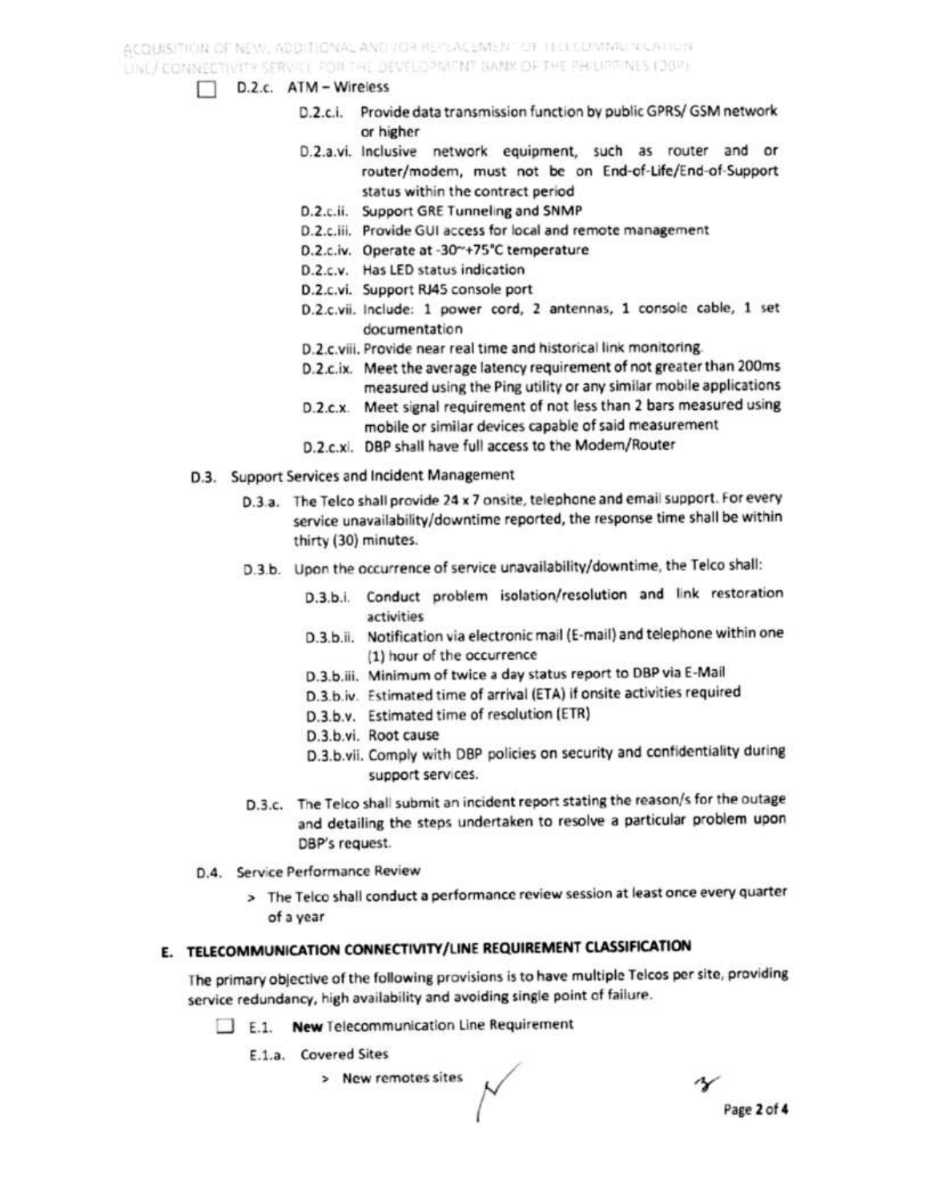☐ D.2.c. ATM – Wireless

- D.2.c.i. Provide data transmission function by public GPRS/ GSM network or higher
- D.2.a.vi. Inclusive network equipment, such as router and or router/modem, must not be on End-of-Life/End-of-Support status within the contract period
- D.2.c.ii. Support GRE Tunneling and SNMP
- D.2.c.iii. Provide GUI access for local and remote management
- D.2.c.iv. Operate at -30~+75°C temperature
- D.2.c.v. Has LED status indication
- D.2.c.vi. Support RJ45 console port
- D.2.c.vii. Include: 1 power cord, 2 antennas, 1 console cable, 1 set documentation
- D.2.c.viii. Provide near real time and historical link monitoring.
- D.2.c.ix. Meet the average latency requirement of not greater than 200ms measured using the Ping utility or any similar mobile applications
- D.2.c.x. Meet signal requirement of not less than 2 bars measured using mobile or similar devices capable of said measurement
- D.2.c.xi. DBP shall have full access to the Modem/Router

D.3. Support Services and Incident Management

D.3.a. The Telco shall provide 24 x 7 onsite, telephone and email support. For every service unavailability/downtime reported, the response time shall be within thirty (30) minutes.

D.3.b. Upon the occurrence of service unavailability/downtime, the Telco shall:

- D.3.b.i. Conduct problem isolation/resolution and link restoration activities
- D.3.b.ii. Notification via electronic mail (E-mail) and telephone within one (1) hour of the occurrence
- D.3.b.iii. Minimum of twice a day status report to DBP via E-Mail
- D.3.b.iv. Estimated time of arrival (ETA) if onsite activities required
- D.3.b.v. Estimated time of resolution (ETR)
- D.3.b.vi. Root cause
- D.3.b.vii. Comply with DBP policies on security and confidentiality during support services.

D.3.c. The Telco shall submit an incident report stating the reason/s for the outage and detailing the steps undertaken to resolve a particular problem upon DBP's request.

D.4. Service Performance Review

> The Telco shall conduct a performance review session at least once every quarter of a year

## E. TELECOMMUNICATION CONNECTIVITY/LINE REQUIREMENT CLASSIFICATION

The primary objective of the following provisions is to have multiple Telcos per site, providing service redundancy, high availability and avoiding single point of failure.

☐ E.1. **New** Telecommunication Line Requirement

E.1.a. Covered Sites

> New remotes sites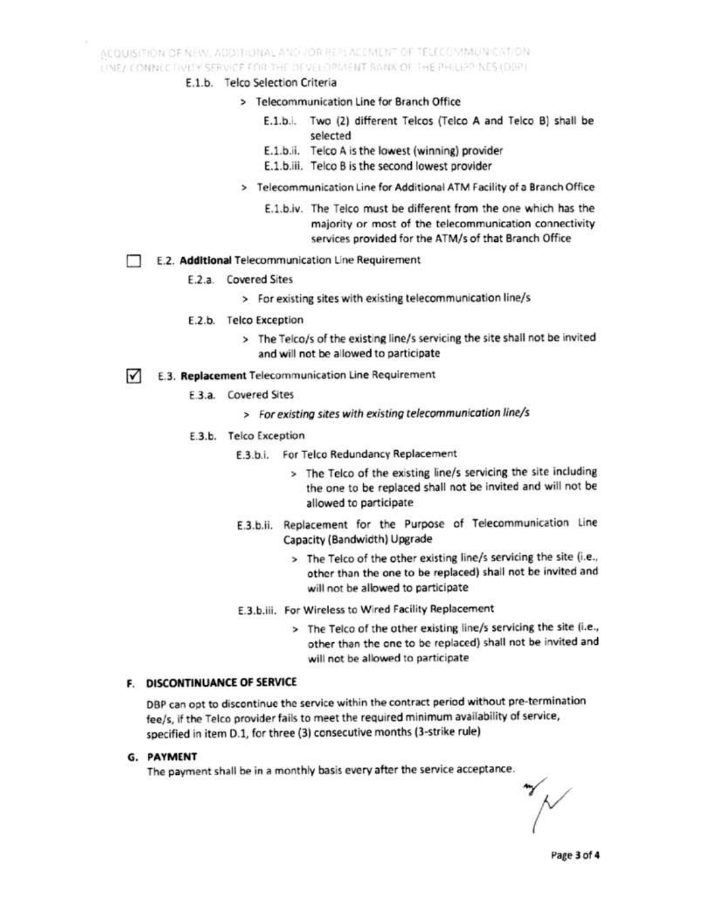E.1.b. Telco Selection Criteria

> Telecommunication Line for Branch Office

E.1.b.i. Two (2) different Telcos (Telco A and Telco B) shall be selected

E.1.b.ii. Telco A is the lowest (winning) provider

E.1.b.iii. Telco B is the second lowest provider

> Telecommunication Line for Additional ATM Facility of a Branch Office

E.1.b.iv. The Telco must be different from the one which has the majority or most of the telecommunication connectivity services provided for the ATM/s of that Branch Office

☐ E.2. **Additional** Telecommunication Line Requirement

E.2.a. Covered Sites

> For existing sites with existing telecommunication line/s

E.2.b. Telco Exception

> The Telco/s of the existing line/s servicing the site shall not be invited and will not be allowed to participate

☑ E.3. **Replacement** Telecommunication Line Requirement

E.3.a. Covered Sites

> *For existing sites with existing telecommunication line/s*

E.3.b. Telco Exception

E.3.b.i. For Telco Redundancy Replacement

> The Telco of the existing line/s servicing the site including the one to be replaced shall not be invited and will not be allowed to participate

E.3.b.ii. Replacement for the Purpose of Telecommunication Line Capacity (Bandwidth) Upgrade

> The Telco of the other existing line/s servicing the site (i.e., other than the one to be replaced) shall not be invited and will not be allowed to participate

E.3.b.iii. For Wireless to Wired Facility Replacement

> The Telco of the other existing line/s servicing the site (i.e., other than the one to be replaced) shall not be invited and will not be allowed to participate

## F. DISCONTINUANCE OF SERVICE

DBP can opt to discontinue the service within the contract period without pre-termination fee/s, if the Telco provider fails to meet the required minimum availability of service, specified in item D.1, for three (3) consecutive months (3-strike rule)

## G. PAYMENT

The payment shall be in a monthly basis every after the service acceptance.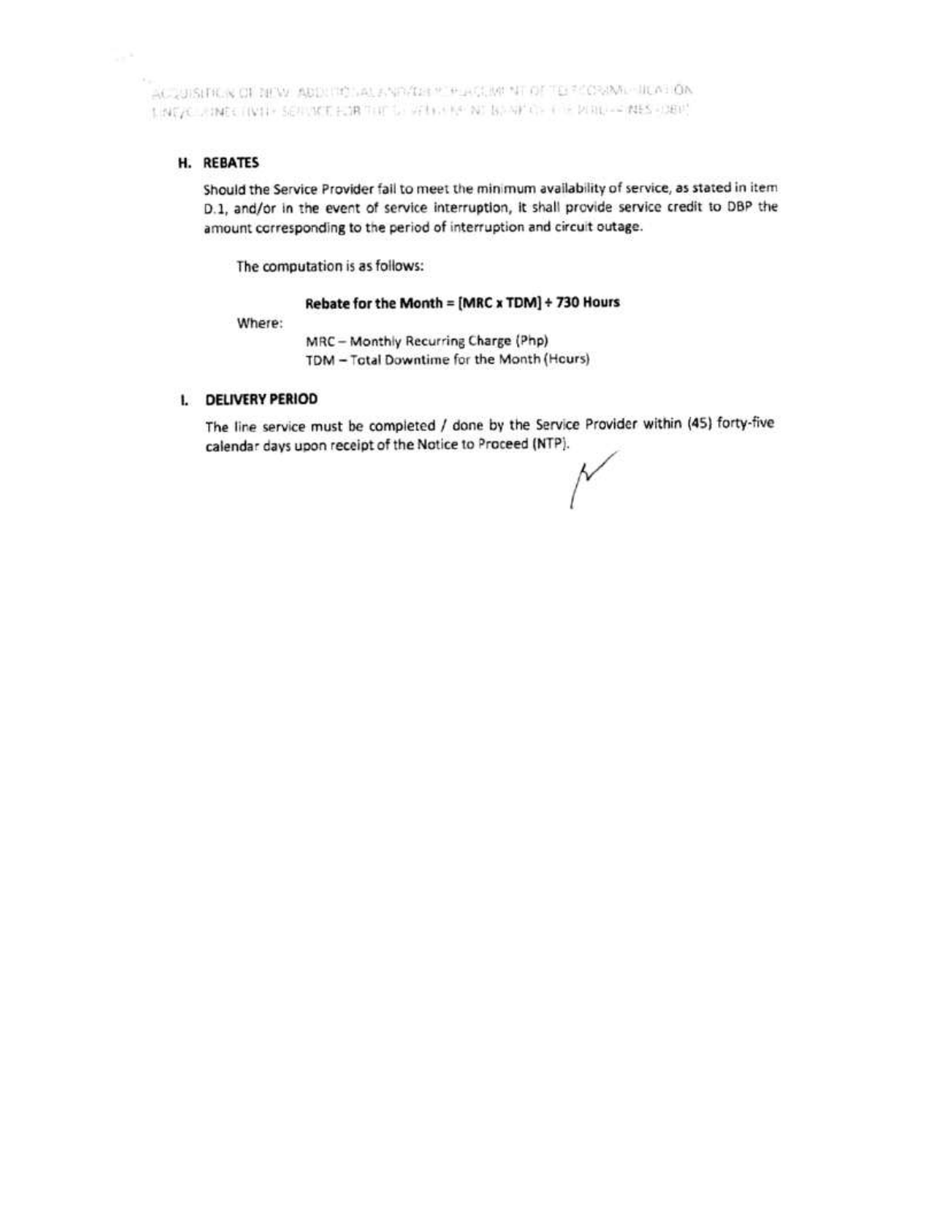## H. REBATES

Should the Service Provider fail to meet the minimum availability of service, as stated in item D.1, and/or in the event of service interruption, it shall provide service credit to DBP the amount corresponding to the period of interruption and circuit outage.

The computation is as follows:

**Rebate for the Month = [MRC x TDM] ÷ 730 Hours**

Where:

MRC – Monthly Recurring Charge (Php)
TDM – Total Downtime for the Month (Hours)

## I. DELIVERY PERIOD

The line service must be completed / done by the Service Provider within (45) forty-five calendar days upon receipt of the Notice to Proceed (NTP).